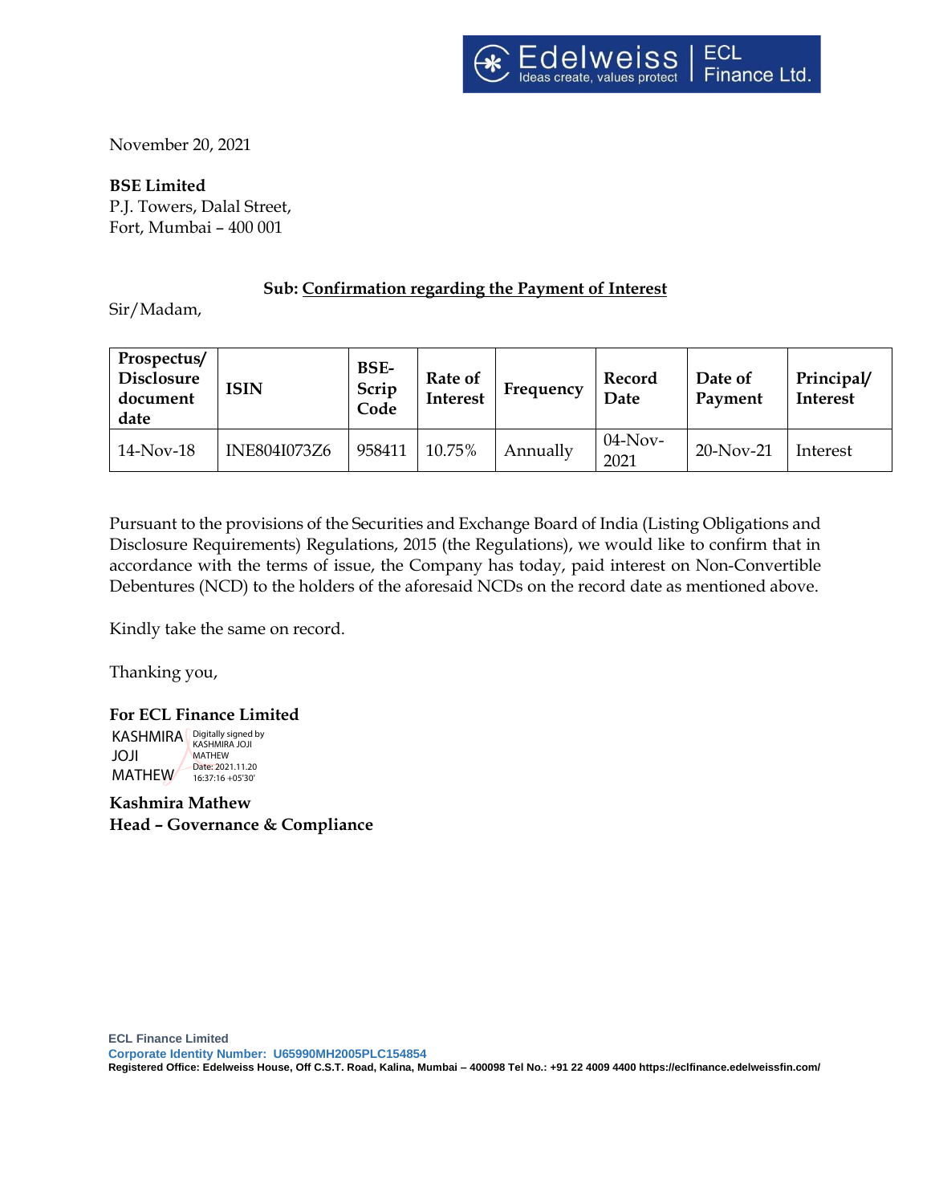November 20, 2021

**BSE Limited**
P.J. Towers, Dalal Street,
Fort, Mumbai – 400 001

**Sub: Confirmation regarding the Payment of Interest**

Sir/Madam,

| Prospectus/ Disclosure document date | ISIN | BSE-Scrip Code | Rate of Interest | Frequency | Record Date | Date of Payment | Principal/ Interest |
|---|---|---|---|---|---|---|---|
| 14-Nov-18 | INE804I073Z6 | 958411 | 10.75% | Annually | 04-Nov-2021 | 20-Nov-21 | Interest |

Pursuant to the provisions of the Securities and Exchange Board of India (Listing Obligations and Disclosure Requirements) Regulations, 2015 (the Regulations), we would like to confirm that in accordance with the terms of issue, the Company has today, paid interest on Non-Convertible Debentures (NCD) to the holders of the aforesaid NCDs on the record date as mentioned above.

Kindly take the same on record.

Thanking you,

**For ECL Finance Limited**

KASHMIRA JOJI MATHEW
Digitally signed by KASHMIRA JOJI MATHEW
Date: 2021.11.20 16:37:16 +05'30'

**Kashmira Mathew**
**Head – Governance & Compliance**

**ECL Finance Limited**
**Corporate Identity Number: U65990MH2005PLC154854**
**Registered Office: Edelweiss House, Off C.S.T. Road, Kalina, Mumbai – 400098 Tel No.: +91 22 4009 4400 https://eclfinance.edelweissfin.com/**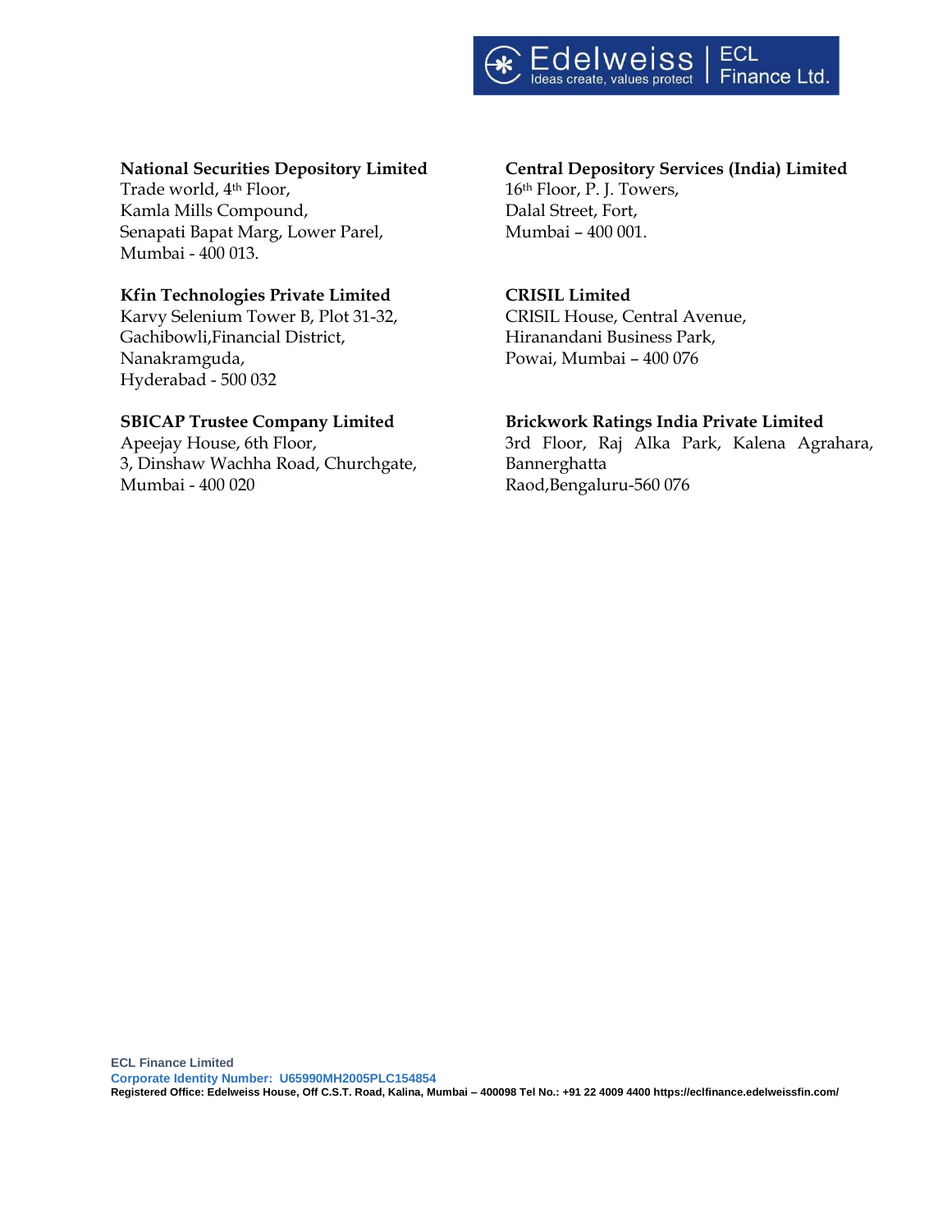**National Securities Depository Limited**
Trade world, 4th Floor,
Kamla Mills Compound,
Senapati Bapat Marg, Lower Parel,
Mumbai - 400 013.

**Central Depository Services (India) Limited**
16th Floor, P. J. Towers,
Dalal Street, Fort,
Mumbai – 400 001.

**Kfin Technologies Private Limited**
Karvy Selenium Tower B, Plot 31-32,
Gachibowli,Financial District,
Nanakramguda,
Hyderabad - 500 032

**CRISIL Limited**
CRISIL House, Central Avenue,
Hiranandani Business Park,
Powai, Mumbai – 400 076

**SBICAP Trustee Company Limited**
Apeejay House, 6th Floor,
3, Dinshaw Wachha Road, Churchgate,
Mumbai - 400 020

**Brickwork Ratings India Private Limited**
3rd Floor, Raj Alka Park, Kalena Agrahara,
Bannerghatta
Raod,Bengaluru-560 076

**ECL Finance Limited**
**Corporate Identity Number: U65990MH2005PLC154854**
**Registered Office: Edelweiss House, Off C.S.T. Road, Kalina, Mumbai – 400098 Tel No.: +91 22 4009 4400 https://eclfinance.edelweissfin.com/**